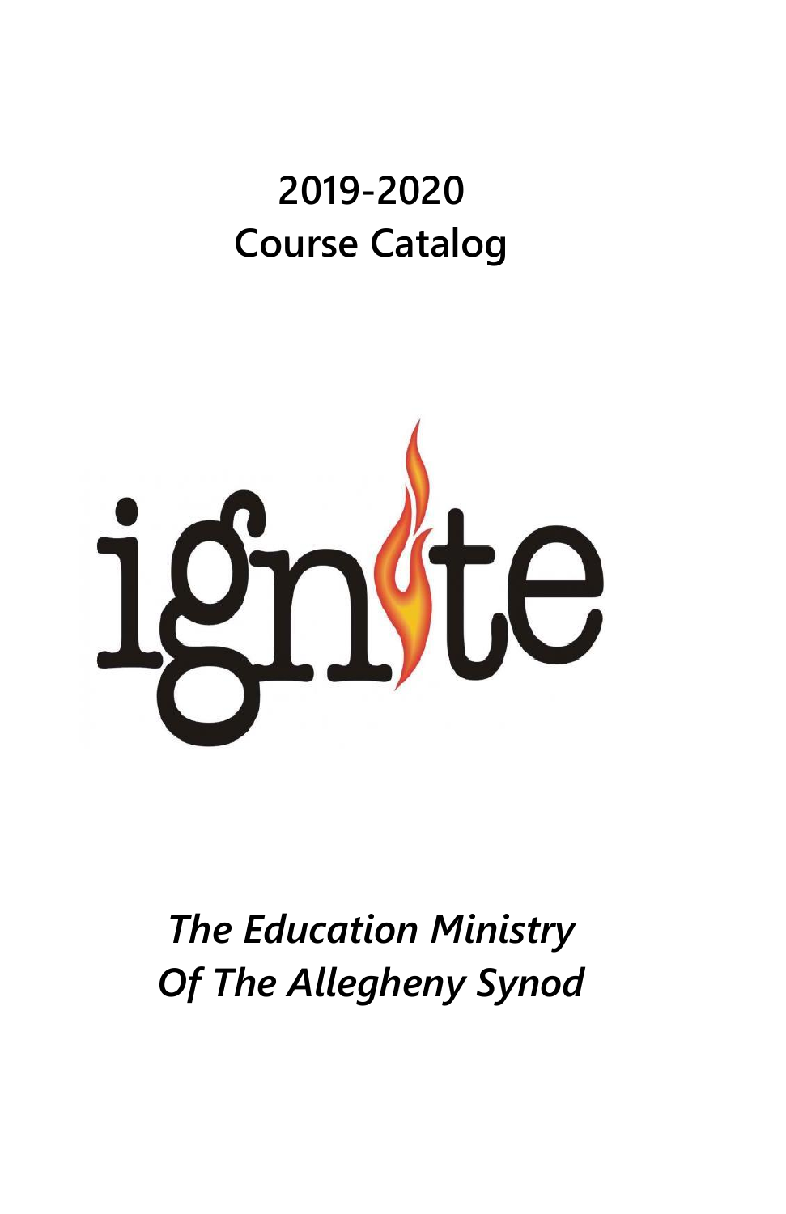# 2019-2020
# Course Catalog

ignite

*The Education Ministry*
*Of The Allegheny Synod*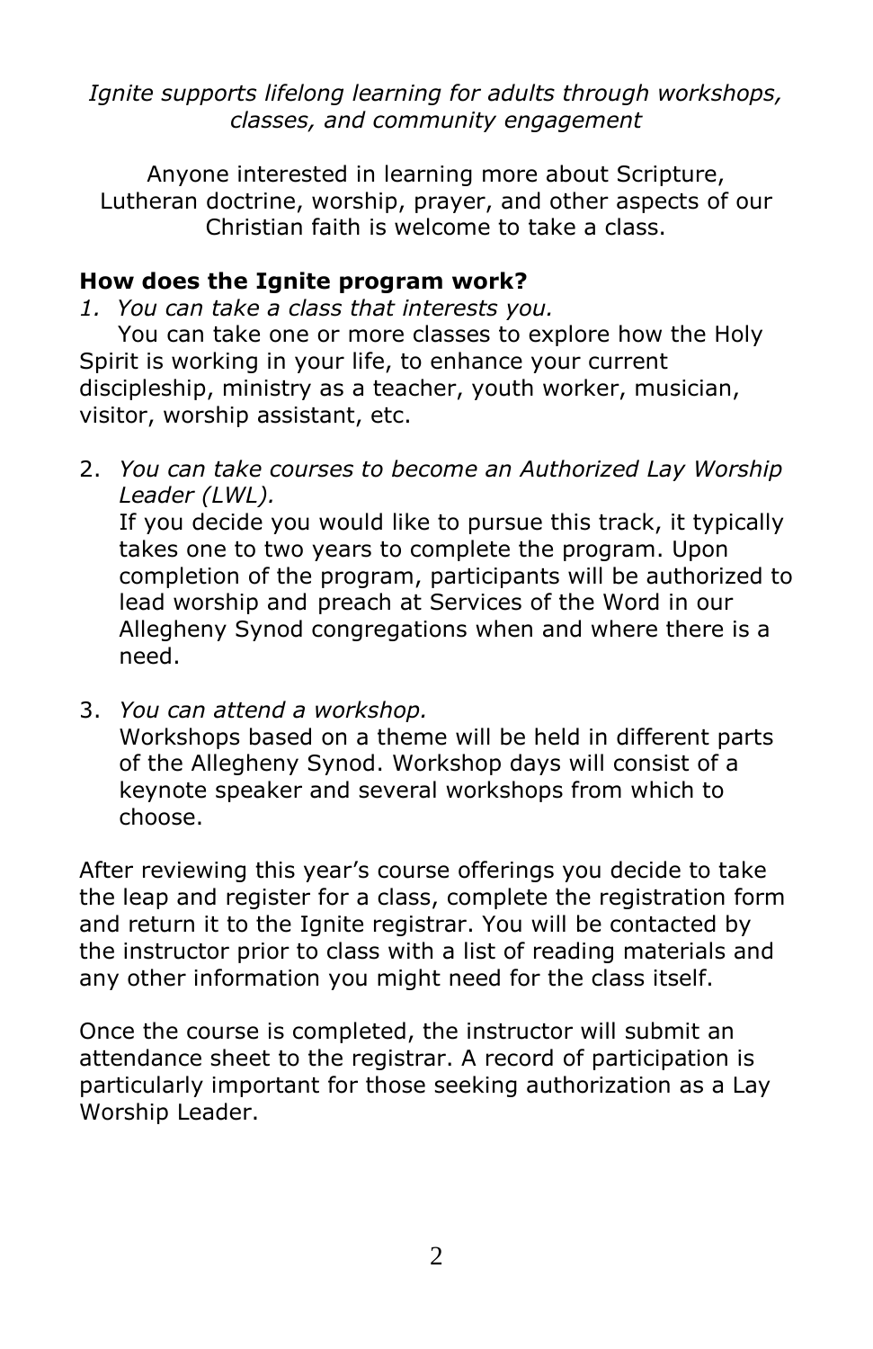*Ignite supports lifelong learning for adults through workshops, classes, and community engagement*

Anyone interested in learning more about Scripture, Lutheran doctrine, worship, prayer, and other aspects of our Christian faith is welcome to take a class.

**How does the Ignite program work?**

1. *You can take a class that interests you.*
   You can take one or more classes to explore how the Holy Spirit is working in your life, to enhance your current discipleship, ministry as a teacher, youth worker, musician, visitor, worship assistant, etc.

2. *You can take courses to become an Authorized Lay Worship Leader (LWL).*
   If you decide you would like to pursue this track, it typically takes one to two years to complete the program. Upon completion of the program, participants will be authorized to lead worship and preach at Services of the Word in our Allegheny Synod congregations when and where there is a need.

3. *You can attend a workshop.*
   Workshops based on a theme will be held in different parts of the Allegheny Synod. Workshop days will consist of a keynote speaker and several workshops from which to choose.

After reviewing this year's course offerings you decide to take the leap and register for a class, complete the registration form and return it to the Ignite registrar. You will be contacted by the instructor prior to class with a list of reading materials and any other information you might need for the class itself.

Once the course is completed, the instructor will submit an attendance sheet to the registrar. A record of participation is particularly important for those seeking authorization as a Lay Worship Leader.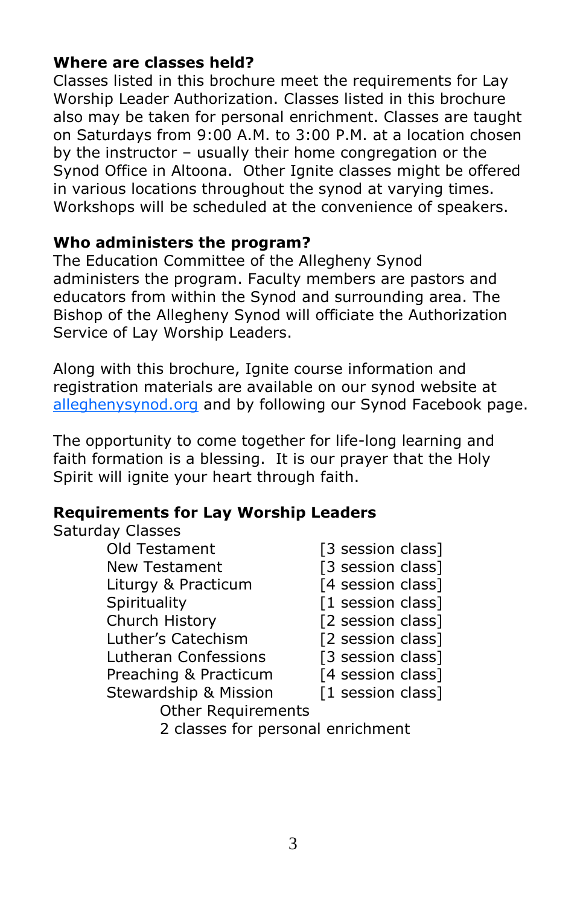**Where are classes held?**

Classes listed in this brochure meet the requirements for Lay Worship Leader Authorization. Classes listed in this brochure also may be taken for personal enrichment. Classes are taught on Saturdays from 9:00 A.M. to 3:00 P.M. at a location chosen by the instructor – usually their home congregation or the Synod Office in Altoona. Other Ignite classes might be offered in various locations throughout the synod at varying times. Workshops will be scheduled at the convenience of speakers.

**Who administers the program?**

The Education Committee of the Allegheny Synod administers the program. Faculty members are pastors and educators from within the Synod and surrounding area. The Bishop of the Allegheny Synod will officiate the Authorization Service of Lay Worship Leaders.

Along with this brochure, Ignite course information and registration materials are available on our synod website at alleghenysynod.org and by following our Synod Facebook page.

The opportunity to come together for life-long learning and faith formation is a blessing. It is our prayer that the Holy Spirit will ignite your heart through faith.

**Requirements for Lay Worship Leaders**

Saturday Classes

| | |
|---|---|
| Old Testament | [3 session class] |
| New Testament | [3 session class] |
| Liturgy & Practicum | [4 session class] |
| Spirituality | [1 session class] |
| Church History | [2 session class] |
| Luther's Catechism | [2 session class] |
| Lutheran Confessions | [3 session class] |
| Preaching & Practicum | [4 session class] |
| Stewardship & Mission | [1 session class] |

Other Requirements

2 classes for personal enrichment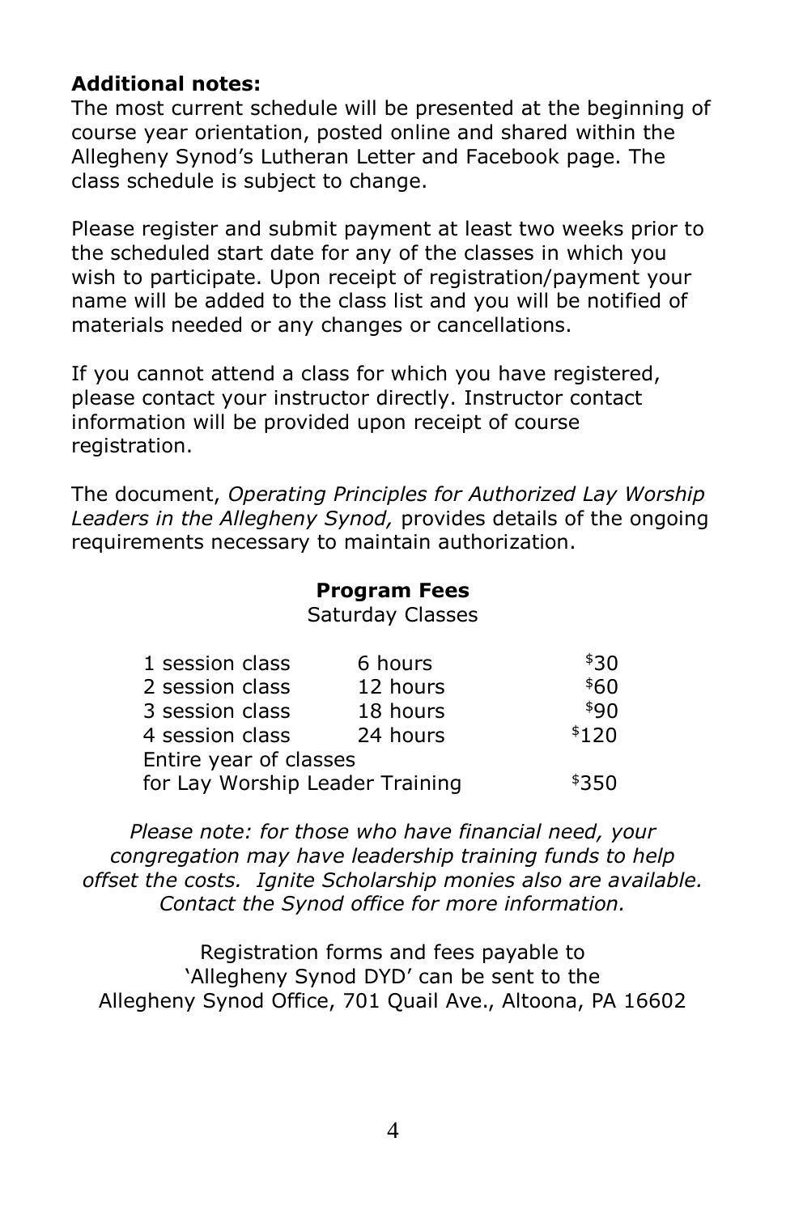**Additional notes:**
The most current schedule will be presented at the beginning of course year orientation, posted online and shared within the Allegheny Synod's Lutheran Letter and Facebook page. The class schedule is subject to change.

Please register and submit payment at least two weeks prior to the scheduled start date for any of the classes in which you wish to participate. Upon receipt of registration/payment your name will be added to the class list and you will be notified of materials needed or any changes or cancellations.

If you cannot attend a class for which you have registered, please contact your instructor directly. Instructor contact information will be provided upon receipt of course registration.

The document, *Operating Principles for Authorized Lay Worship Leaders in the Allegheny Synod,* provides details of the ongoing requirements necessary to maintain authorization.

**Program Fees**

Saturday Classes

| | | |
|---|---|---|
| 1 session class | 6 hours | $30 |
| 2 session class | 12 hours | $60 |
| 3 session class | 18 hours | $90 |
| 4 session class | 24 hours | $120 |
| Entire year of classes for Lay Worship Leader Training | | $350 |

*Please note: for those who have financial need, your congregation may have leadership training funds to help offset the costs. Ignite Scholarship monies also are available. Contact the Synod office for more information.*

Registration forms and fees payable to 'Allegheny Synod DYD' can be sent to the Allegheny Synod Office, 701 Quail Ave., Altoona, PA 16602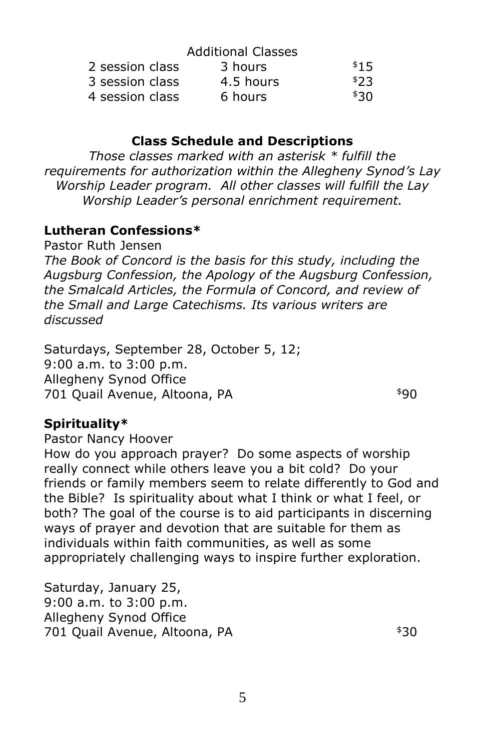Additional Classes

| | | |
|---|---|---|
| 2 session class | 3 hours | $15 |
| 3 session class | 4.5 hours | $23 |
| 4 session class | 6 hours | $30 |

## Class Schedule and Descriptions

*Those classes marked with an asterisk * fulfill the requirements for authorization within the Allegheny Synod's Lay Worship Leader program. All other classes will fulfill the Lay Worship Leader's personal enrichment requirement.*

### Lutheran Confessions*

Pastor Ruth Jensen

*The Book of Concord is the basis for this study, including the Augsburg Confession, the Apology of the Augsburg Confession, the Smalcald Articles, the Formula of Concord, and review of the Small and Large Catechisms. Its various writers are discussed*

Saturdays, September 28, October 5, 12;
9:00 a.m. to 3:00 p.m.
Allegheny Synod Office
701 Quail Avenue, Altoona, PA $90

### Spirituality*

Pastor Nancy Hoover

How do you approach prayer? Do some aspects of worship really connect while others leave you a bit cold? Do your friends or family members seem to relate differently to God and the Bible? Is spirituality about what I think or what I feel, or both? The goal of the course is to aid participants in discerning ways of prayer and devotion that are suitable for them as individuals within faith communities, as well as some appropriately challenging ways to inspire further exploration.

Saturday, January 25,
9:00 a.m. to 3:00 p.m.
Allegheny Synod Office
701 Quail Avenue, Altoona, PA $30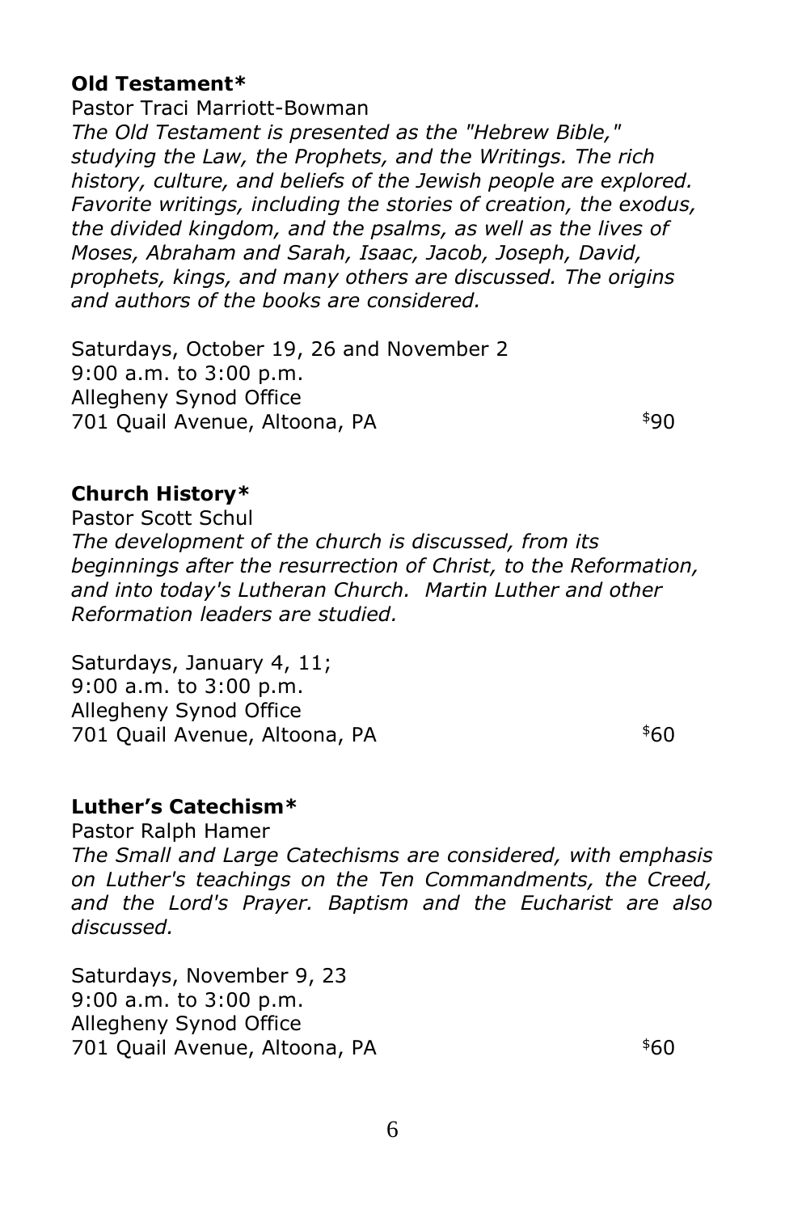**Old Testament***

Pastor Traci Marriott-Bowman

*The Old Testament is presented as the "Hebrew Bible," studying the Law, the Prophets, and the Writings. The rich history, culture, and beliefs of the Jewish people are explored. Favorite writings, including the stories of creation, the exodus, the divided kingdom, and the psalms, as well as the lives of Moses, Abraham and Sarah, Isaac, Jacob, Joseph, David, prophets, kings, and many others are discussed. The origins and authors of the books are considered.*

Saturdays, October 19, 26 and November 2
9:00 a.m. to 3:00 p.m.
Allegheny Synod Office
701 Quail Avenue, Altoona, PA $90

**Church History***

Pastor Scott Schul

*The development of the church is discussed, from its beginnings after the resurrection of Christ, to the Reformation, and into today's Lutheran Church. Martin Luther and other Reformation leaders are studied.*

Saturdays, January 4, 11;
9:00 a.m. to 3:00 p.m.
Allegheny Synod Office
701 Quail Avenue, Altoona, PA $60

**Luther's Catechism***

Pastor Ralph Hamer

*The Small and Large Catechisms are considered, with emphasis on Luther's teachings on the Ten Commandments, the Creed, and the Lord's Prayer. Baptism and the Eucharist are also discussed.*

Saturdays, November 9, 23
9:00 a.m. to 3:00 p.m.
Allegheny Synod Office
701 Quail Avenue, Altoona, PA $60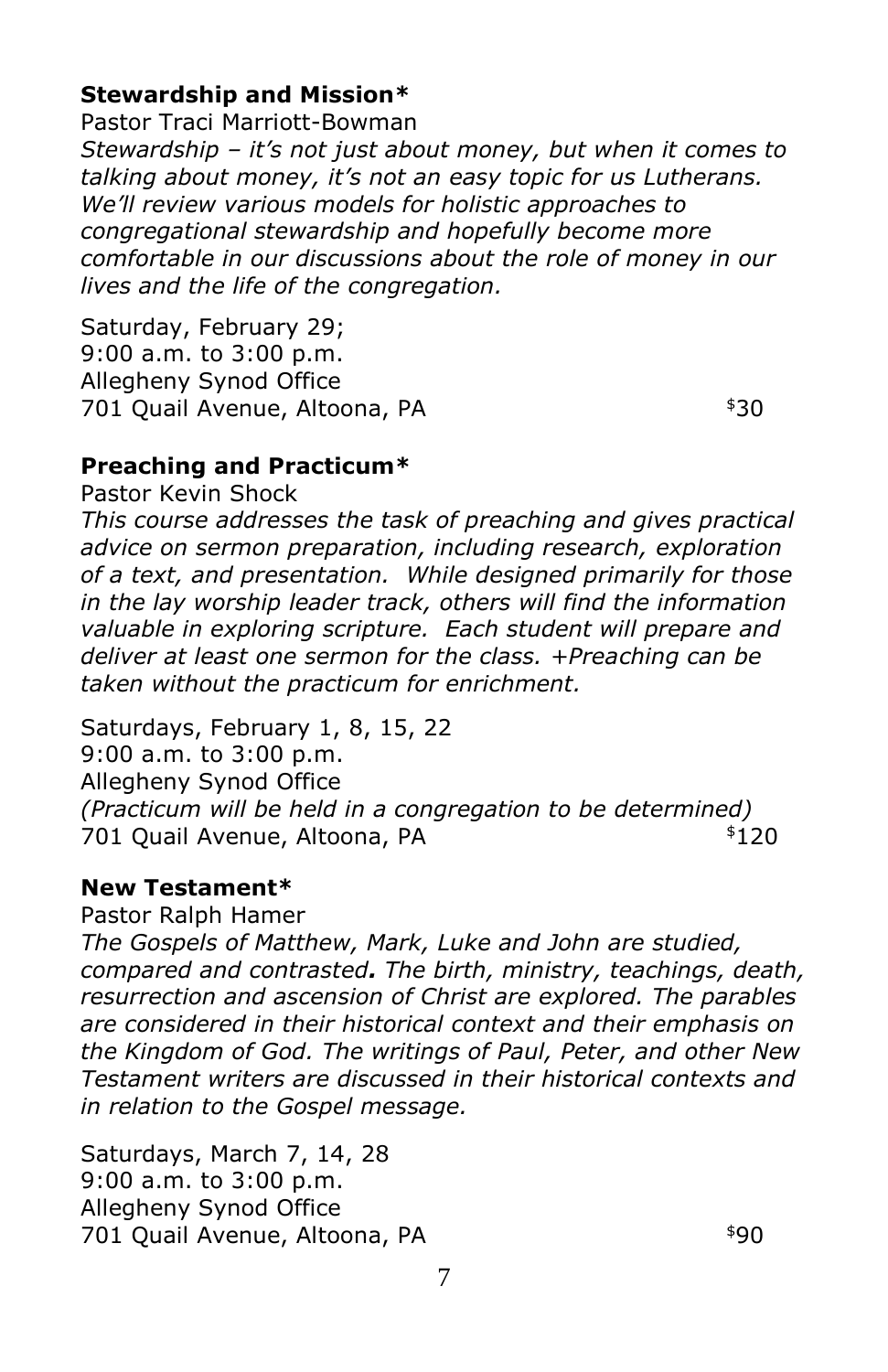**Stewardship and Mission***

Pastor Traci Marriott-Bowman

*Stewardship – it's not just about money, but when it comes to talking about money, it's not an easy topic for us Lutherans. We'll review various models for holistic approaches to congregational stewardship and hopefully become more comfortable in our discussions about the role of money in our lives and the life of the congregation.*

Saturday, February 29;
9:00 a.m. to 3:00 p.m.
Allegheny Synod Office
701 Quail Avenue, Altoona, PA $30

**Preaching and Practicum***

Pastor Kevin Shock

*This course addresses the task of preaching and gives practical advice on sermon preparation, including research, exploration of a text, and presentation. While designed primarily for those in the lay worship leader track, others will find the information valuable in exploring scripture. Each student will prepare and deliver at least one sermon for the class. +Preaching can be taken without the practicum for enrichment.*

Saturdays, February 1, 8, 15, 22
9:00 a.m. to 3:00 p.m.
Allegheny Synod Office
*(Practicum will be held in a congregation to be determined)*
701 Quail Avenue, Altoona, PA $120

**New Testament***

Pastor Ralph Hamer

*The Gospels of Matthew, Mark, Luke and John are studied, compared and contrasted. The birth, ministry, teachings, death, resurrection and ascension of Christ are explored. The parables are considered in their historical context and their emphasis on the Kingdom of God. The writings of Paul, Peter, and other New Testament writers are discussed in their historical contexts and in relation to the Gospel message.*

Saturdays, March 7, 14, 28
9:00 a.m. to 3:00 p.m.
Allegheny Synod Office
701 Quail Avenue, Altoona, PA $90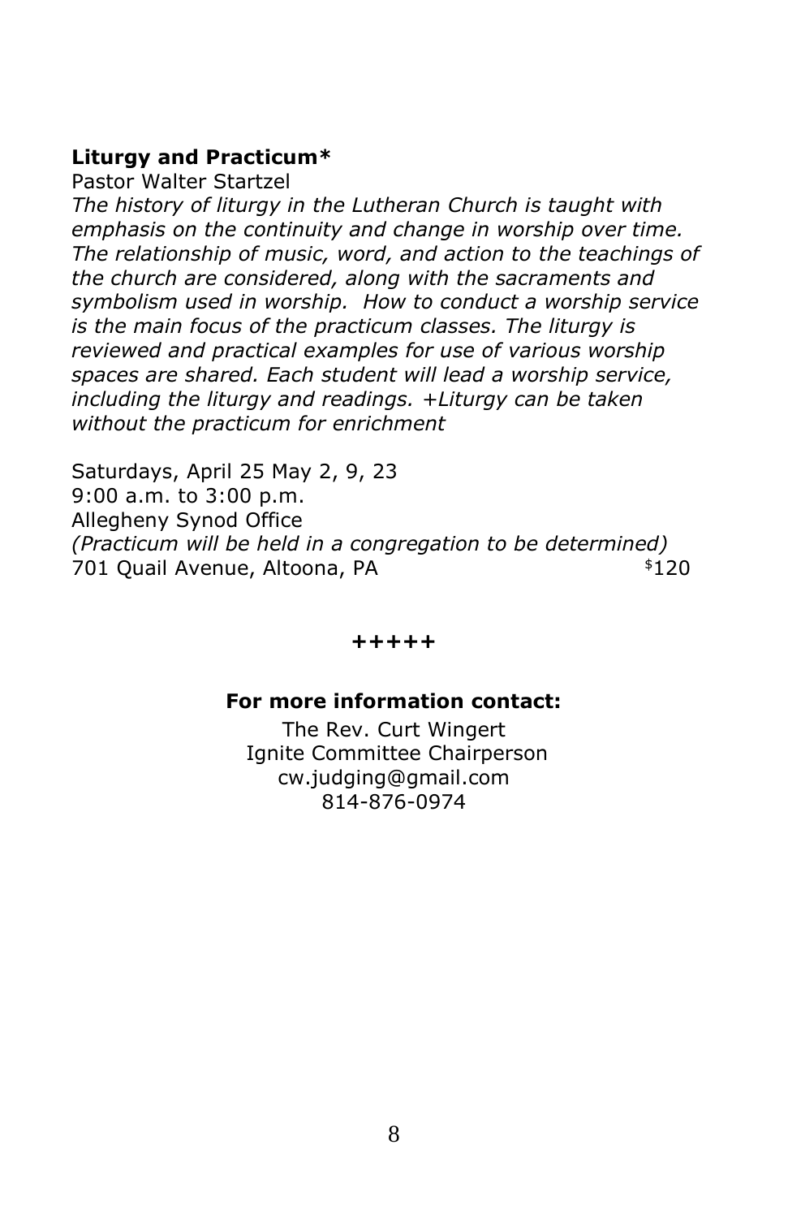**Liturgy and Practicum***

Pastor Walter Startzel

*The history of liturgy in the Lutheran Church is taught with emphasis on the continuity and change in worship over time. The relationship of music, word, and action to the teachings of the church are considered, along with the sacraments and symbolism used in worship. How to conduct a worship service is the main focus of the practicum classes. The liturgy is reviewed and practical examples for use of various worship spaces are shared. Each student will lead a worship service, including the liturgy and readings. +Liturgy can be taken without the practicum for enrichment*

Saturdays, April 25 May 2, 9, 23
9:00 a.m. to 3:00 p.m.
Allegheny Synod Office
*(Practicum will be held in a congregation to be determined)*
701 Quail Avenue, Altoona, PA $120

**+++++**

**For more information contact:**

The Rev. Curt Wingert
Ignite Committee Chairperson
cw.judging@gmail.com
814-876-0974